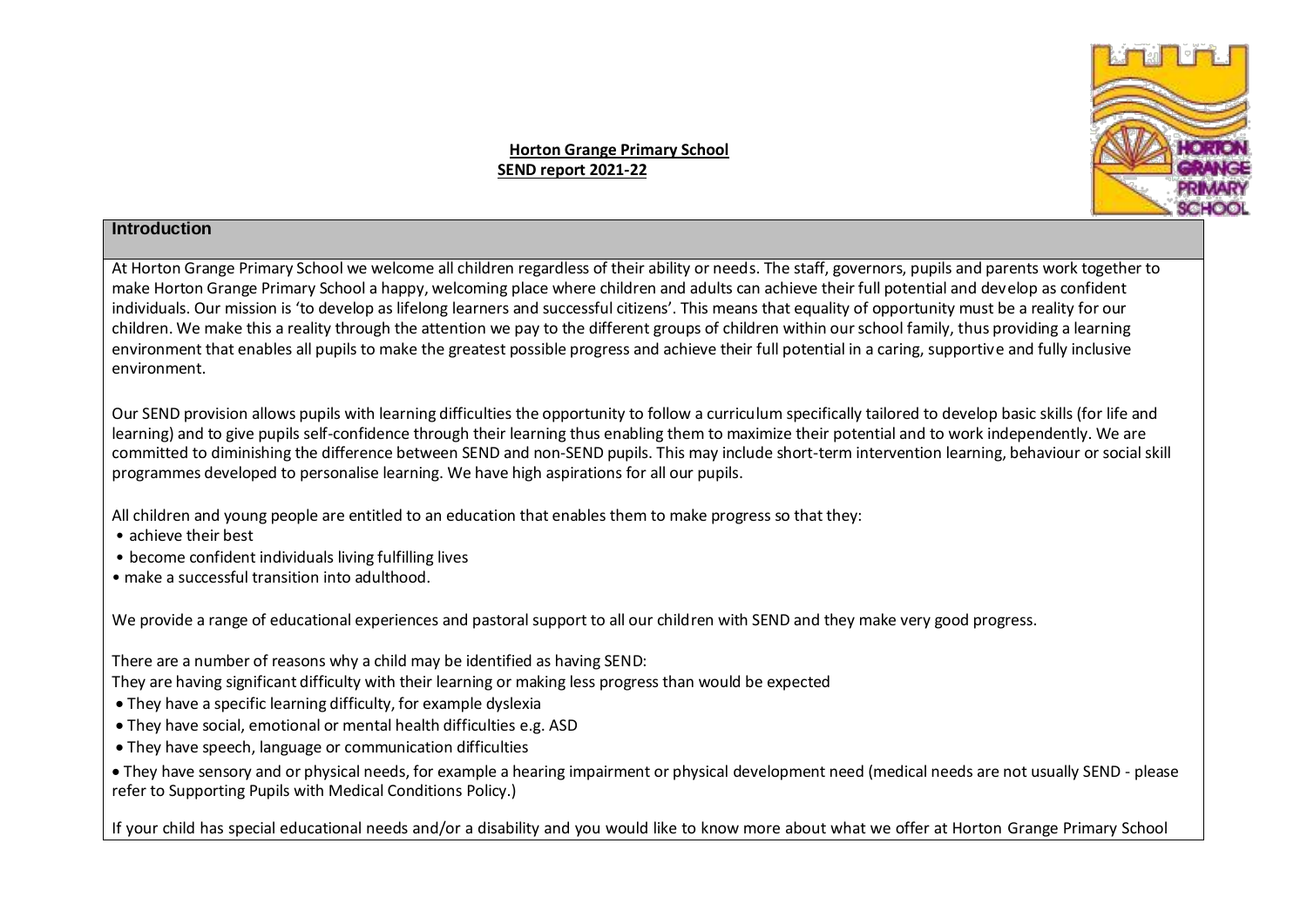**Horton Grange Primary School**
**SEND report 2021-22**

## Introduction

At Horton Grange Primary School we welcome all children regardless of their ability or needs. The staff, governors, pupils and parents work together to make Horton Grange Primary School a happy, welcoming place where children and adults can achieve their full potential and develop as confident individuals. Our mission is 'to develop as lifelong learners and successful citizens'. This means that equality of opportunity must be a reality for our children. We make this a reality through the attention we pay to the different groups of children within our school family, thus providing a learning environment that enables all pupils to make the greatest possible progress and achieve their full potential in a caring, supportive and fully inclusive environment.

Our SEND provision allows pupils with learning difficulties the opportunity to follow a curriculum specifically tailored to develop basic skills (for life and learning) and to give pupils self-confidence through their learning thus enabling them to maximize their potential and to work independently. We are committed to diminishing the difference between SEND and non-SEND pupils. This may include short-term intervention learning, behaviour or social skill programmes developed to personalise learning. We have high aspirations for all our pupils.

All children and young people are entitled to an education that enables them to make progress so that they:

- achieve their best
- become confident individuals living fulfilling lives
- make a successful transition into adulthood.

We provide a range of educational experiences and pastoral support to all our children with SEND and they make very good progress.

There are a number of reasons why a child may be identified as having SEND:

They are having significant difficulty with their learning or making less progress than would be expected

- They have a specific learning difficulty, for example dyslexia
- They have social, emotional or mental health difficulties e.g. ASD
- They have speech, language or communication difficulties
- They have sensory and or physical needs, for example a hearing impairment or physical development need (medical needs are not usually SEND - please refer to Supporting Pupils with Medical Conditions Policy.)

If your child has special educational needs and/or a disability and you would like to know more about what we offer at Horton Grange Primary School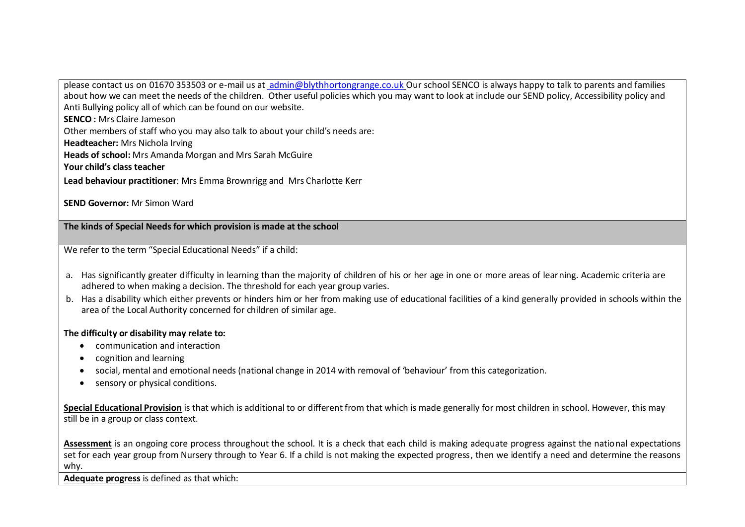please contact us on 01670 353503 or e-mail us at admin@blythhortongrange.co.uk Our school SENCO is always happy to talk to parents and families about how we can meet the needs of the children. Other useful policies which you may want to look at include our SEND policy, Accessibility policy and Anti Bullying policy all of which can be found on our website.

**SENCO :** Mrs Claire Jameson

Other members of staff who you may also talk to about your child's needs are:

**Headteacher:** Mrs Nichola Irving

**Heads of school:** Mrs Amanda Morgan and Mrs Sarah McGuire

**Your child's class teacher**

**Lead behaviour practitioner**: Mrs Emma Brownrigg and Mrs Charlotte Kerr

**SEND Governor:** Mr Simon Ward

## The kinds of Special Needs for which provision is made at the school

We refer to the term "Special Educational Needs" if a child:

a. Has significantly greater difficulty in learning than the majority of children of his or her age in one or more areas of learning. Academic criteria are adhered to when making a decision. The threshold for each year group varies.
b. Has a disability which either prevents or hinders him or her from making use of educational facilities of a kind generally provided in schools within the area of the Local Authority concerned for children of similar age.

**The difficulty or disability may relate to:**

- communication and interaction
- cognition and learning
- social, mental and emotional needs (national change in 2014 with removal of 'behaviour' from this categorization.
- sensory or physical conditions.

**Special Educational Provision** is that which is additional to or different from that which is made generally for most children in school. However, this may still be in a group or class context.

**Assessment** is an ongoing core process throughout the school. It is a check that each child is making adequate progress against the national expectations set for each year group from Nursery through to Year 6. If a child is not making the expected progress, then we identify a need and determine the reasons why.

**Adequate progress** is defined as that which: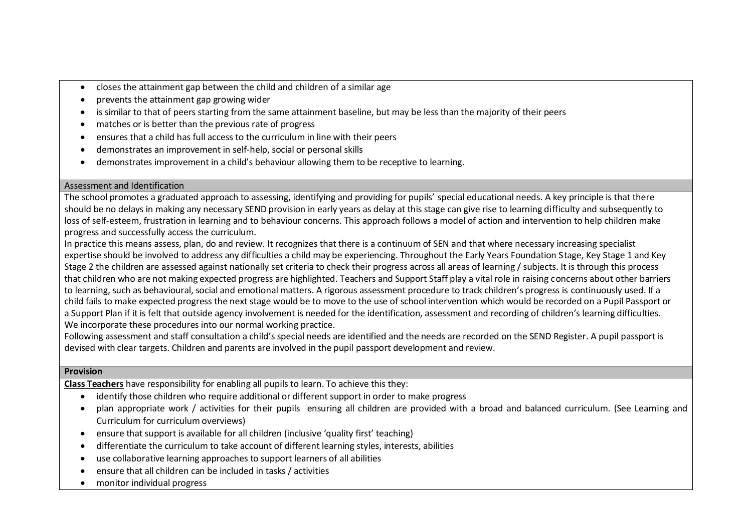- closes the attainment gap between the child and children of a similar age
- prevents the attainment gap growing wider
- is similar to that of peers starting from the same attainment baseline, but may be less than the majority of their peers
- matches or is better than the previous rate of progress
- ensures that a child has full access to the curriculum in line with their peers
- demonstrates an improvement in self-help, social or personal skills
- demonstrates improvement in a child's behaviour allowing them to be receptive to learning.

## Assessment and Identification

The school promotes a graduated approach to assessing, identifying and providing for pupils' special educational needs. A key principle is that there should be no delays in making any necessary SEND provision in early years as delay at this stage can give rise to learning difficulty and subsequently to loss of self-esteem, frustration in learning and to behaviour concerns. This approach follows a model of action and intervention to help children make progress and successfully access the curriculum.

In practice this means assess, plan, do and review. It recognizes that there is a continuum of SEN and that where necessary increasing specialist expertise should be involved to address any difficulties a child may be experiencing. Throughout the Early Years Foundation Stage, Key Stage 1 and Key Stage 2 the children are assessed against nationally set criteria to check their progress across all areas of learning / subjects. It is through this process that children who are not making expected progress are highlighted. Teachers and Support Staff play a vital role in raising concerns about other barriers to learning, such as behavioural, social and emotional matters. A rigorous assessment procedure to track children's progress is continuously used. If a child fails to make expected progress the next stage would be to move to the use of school intervention which would be recorded on a Pupil Passport or a Support Plan if it is felt that outside agency involvement is needed for the identification, assessment and recording of children's learning difficulties. We incorporate these procedures into our normal working practice.

Following assessment and staff consultation a child's special needs are identified and the needs are recorded on the SEND Register. A pupil passport is devised with clear targets. Children and parents are involved in the pupil passport development and review.

## Provision

**Class Teachers** have responsibility for enabling all pupils to learn. To achieve this they:

- identify those children who require additional or different support in order to make progress
- plan appropriate work / activities for their pupils ensuring all children are provided with a broad and balanced curriculum. (See Learning and Curriculum for curriculum overviews)
- ensure that support is available for all children (inclusive 'quality first' teaching)
- differentiate the curriculum to take account of different learning styles, interests, abilities
- use collaborative learning approaches to support learners of all abilities
- ensure that all children can be included in tasks / activities
- monitor individual progress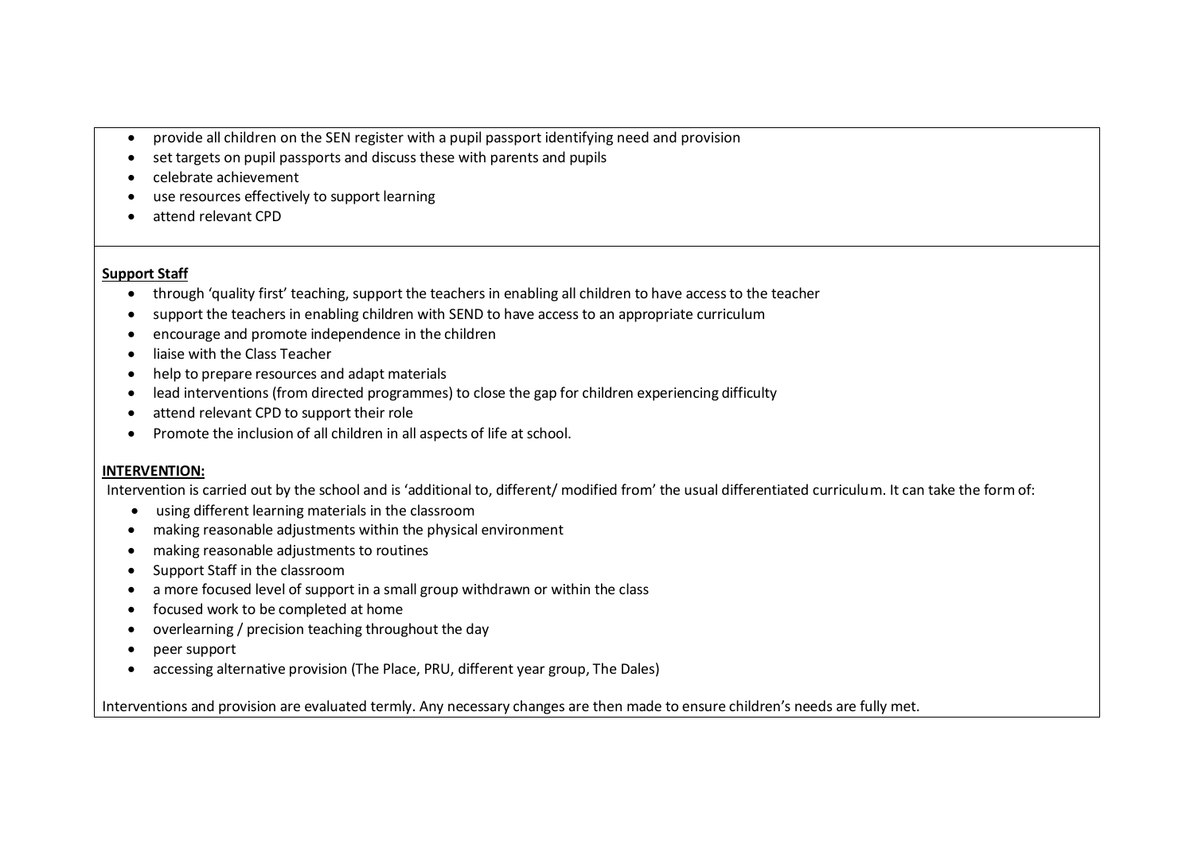- provide all children on the SEN register with a pupil passport identifying need and provision
- set targets on pupil passports and discuss these with parents and pupils
- celebrate achievement
- use resources effectively to support learning
- attend relevant CPD

**Support Staff**

- through 'quality first' teaching, support the teachers in enabling all children to have access to the teacher
- support the teachers in enabling children with SEND to have access to an appropriate curriculum
- encourage and promote independence in the children
- liaise with the Class Teacher
- help to prepare resources and adapt materials
- lead interventions (from directed programmes) to close the gap for children experiencing difficulty
- attend relevant CPD to support their role
- Promote the inclusion of all children in all aspects of life at school.

**INTERVENTION:**

Intervention is carried out by the school and is 'additional to, different/ modified from' the usual differentiated curriculum. It can take the form of:

- using different learning materials in the classroom
- making reasonable adjustments within the physical environment
- making reasonable adjustments to routines
- Support Staff in the classroom
- a more focused level of support in a small group withdrawn or within the class
- focused work to be completed at home
- overlearning / precision teaching throughout the day
- peer support
- accessing alternative provision (The Place, PRU, different year group, The Dales)

Interventions and provision are evaluated termly. Any necessary changes are then made to ensure children's needs are fully met.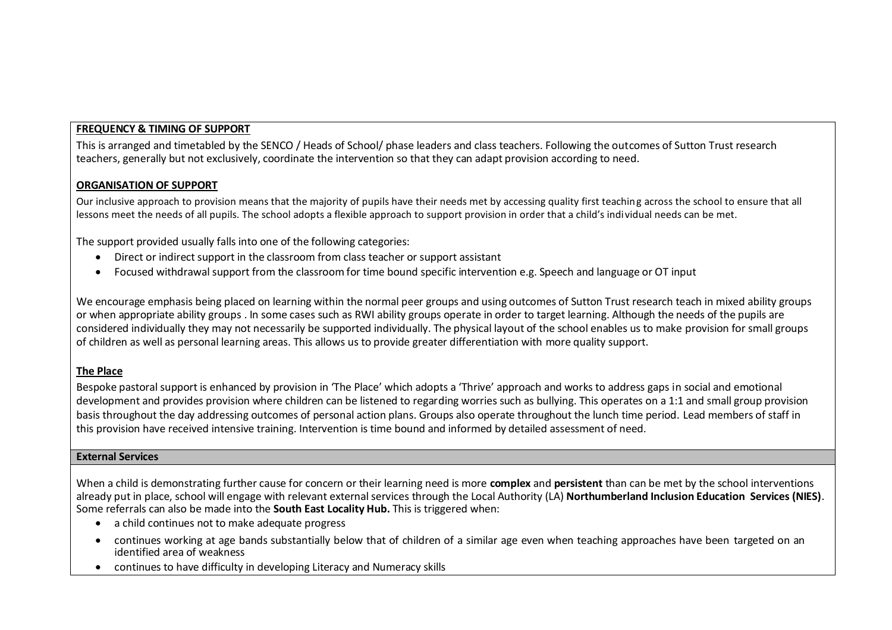**FREQUENCY & TIMING OF SUPPORT**

This is arranged and timetabled by the SENCO / Heads of School/ phase leaders and class teachers. Following the outcomes of Sutton Trust research teachers, generally but not exclusively, coordinate the intervention so that they can adapt provision according to need.

**ORGANISATION OF SUPPORT**

Our inclusive approach to provision means that the majority of pupils have their needs met by accessing quality first teaching across the school to ensure that all lessons meet the needs of all pupils. The school adopts a flexible approach to support provision in order that a child's individual needs can be met.

The support provided usually falls into one of the following categories:

- Direct or indirect support in the classroom from class teacher or support assistant
- Focused withdrawal support from the classroom for time bound specific intervention e.g. Speech and language or OT input

We encourage emphasis being placed on learning within the normal peer groups and using outcomes of Sutton Trust research teach in mixed ability groups or when appropriate ability groups . In some cases such as RWI ability groups operate in order to target learning. Although the needs of the pupils are considered individually they may not necessarily be supported individually. The physical layout of the school enables us to make provision for small groups of children as well as personal learning areas. This allows us to provide greater differentiation with more quality support.

**The Place**

Bespoke pastoral support is enhanced by provision in 'The Place' which adopts a 'Thrive' approach and works to address gaps in social and emotional development and provides provision where children can be listened to regarding worries such as bullying. This operates on a 1:1 and small group provision basis throughout the day addressing outcomes of personal action plans. Groups also operate throughout the lunch time period. Lead members of staff in this provision have received intensive training. Intervention is time bound and informed by detailed assessment of need.

**External Services**

When a child is demonstrating further cause for concern or their learning need is more **complex** and **persistent** than can be met by the school interventions already put in place, school will engage with relevant external services through the Local Authority (LA) **Northumberland Inclusion Education Services (NIES)**. Some referrals can also be made into the **South East Locality Hub.** This is triggered when:

- a child continues not to make adequate progress
- continues working at age bands substantially below that of children of a similar age even when teaching approaches have been targeted on an identified area of weakness
- continues to have difficulty in developing Literacy and Numeracy skills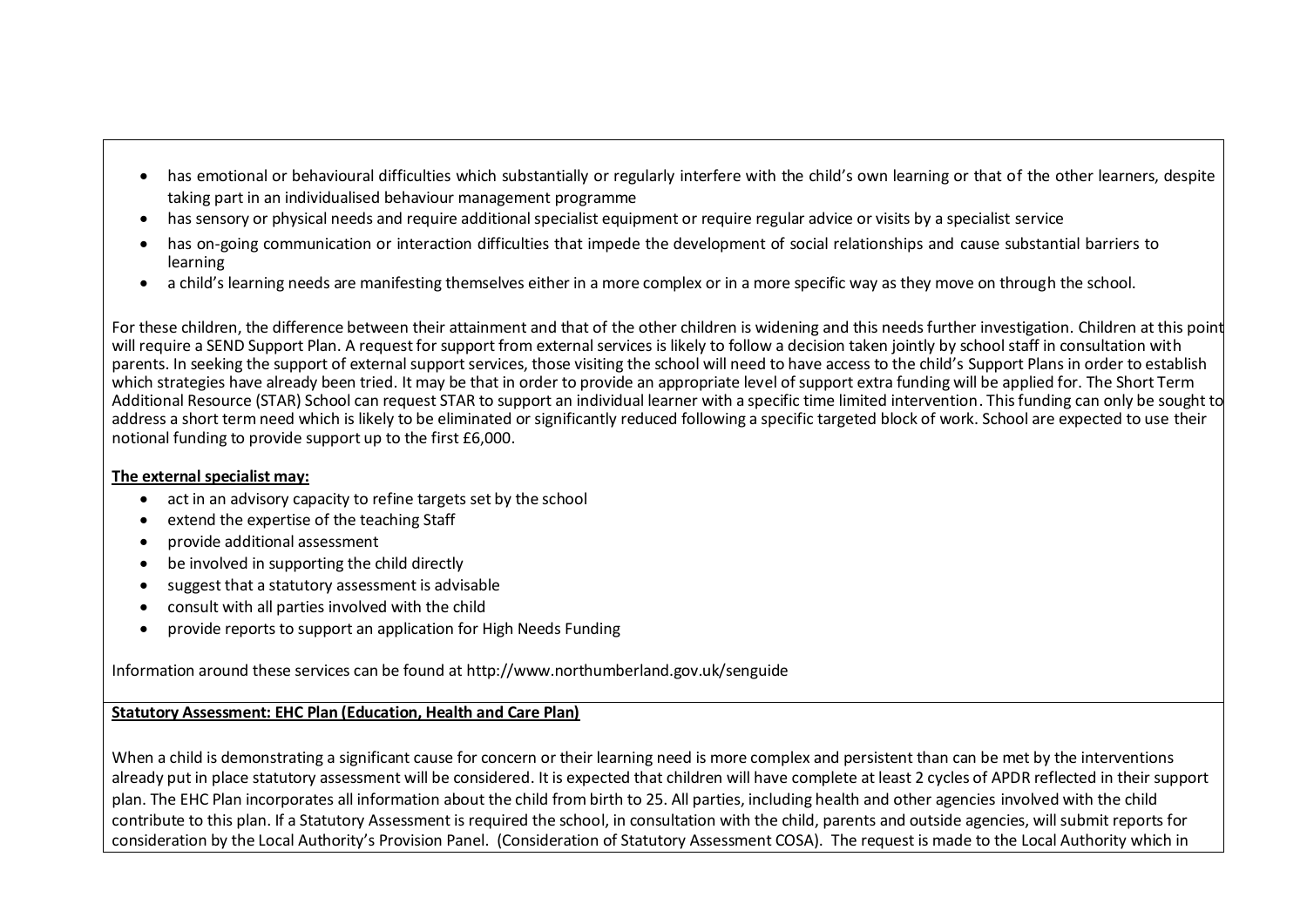- has emotional or behavioural difficulties which substantially or regularly interfere with the child's own learning or that of the other learners, despite taking part in an individualised behaviour management programme
- has sensory or physical needs and require additional specialist equipment or require regular advice or visits by a specialist service
- has on-going communication or interaction difficulties that impede the development of social relationships and cause substantial barriers to learning
- a child's learning needs are manifesting themselves either in a more complex or in a more specific way as they move on through the school.

For these children, the difference between their attainment and that of the other children is widening and this needs further investigation. Children at this point will require a SEND Support Plan. A request for support from external services is likely to follow a decision taken jointly by school staff in consultation with parents. In seeking the support of external support services, those visiting the school will need to have access to the child's Support Plans in order to establish which strategies have already been tried. It may be that in order to provide an appropriate level of support extra funding will be applied for. The Short Term Additional Resource (STAR) School can request STAR to support an individual learner with a specific time limited intervention. This funding can only be sought to address a short term need which is likely to be eliminated or significantly reduced following a specific targeted block of work. School are expected to use their notional funding to provide support up to the first £6,000.

**<u>The external specialist may:</u>**

- act in an advisory capacity to refine targets set by the school
- extend the expertise of the teaching Staff
- provide additional assessment
- be involved in supporting the child directly
- suggest that a statutory assessment is advisable
- consult with all parties involved with the child
- provide reports to support an application for High Needs Funding

Information around these services can be found at http://www.northumberland.gov.uk/senguide

**<u>Statutory Assessment: EHC Plan (Education, Health and Care Plan)</u>**

When a child is demonstrating a significant cause for concern or their learning need is more complex and persistent than can be met by the interventions already put in place statutory assessment will be considered. It is expected that children will have complete at least 2 cycles of APDR reflected in their support plan. The EHC Plan incorporates all information about the child from birth to 25. All parties, including health and other agencies involved with the child contribute to this plan. If a Statutory Assessment is required the school, in consultation with the child, parents and outside agencies, will submit reports for consideration by the Local Authority's Provision Panel. (Consideration of Statutory Assessment COSA). The request is made to the Local Authority which in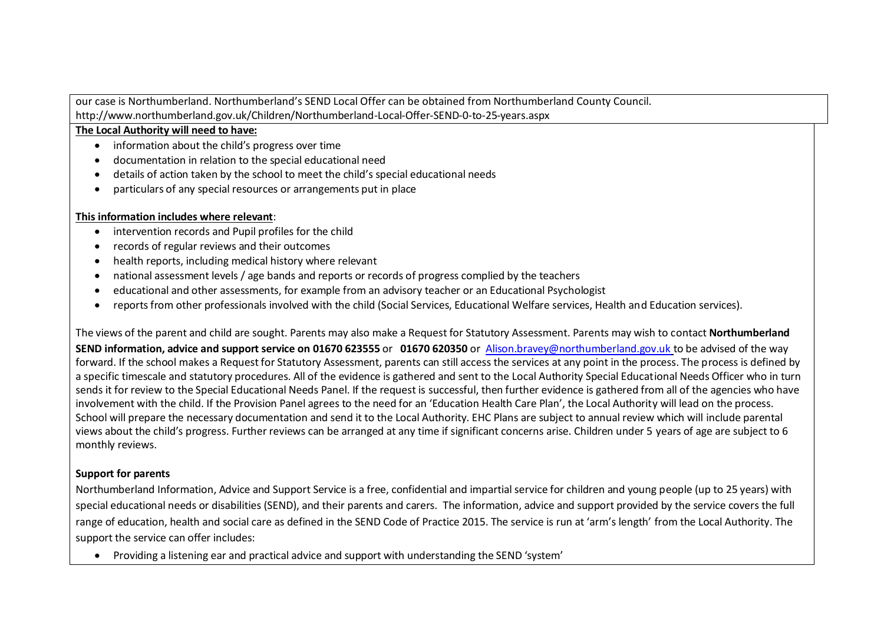our case is Northumberland. Northumberland's SEND Local Offer can be obtained from Northumberland County Council.
http://www.northumberland.gov.uk/Children/Northumberland-Local-Offer-SEND-0-to-25-years.aspx

**The Local Authority will need to have:**

- information about the child's progress over time
- documentation in relation to the special educational need
- details of action taken by the school to meet the child's special educational needs
- particulars of any special resources or arrangements put in place

**This information includes where relevant**:

- intervention records and Pupil profiles for the child
- records of regular reviews and their outcomes
- health reports, including medical history where relevant
- national assessment levels / age bands and reports or records of progress complied by the teachers
- educational and other assessments, for example from an advisory teacher or an Educational Psychologist
- reports from other professionals involved with the child (Social Services, Educational Welfare services, Health and Education services).

The views of the parent and child are sought. Parents may also make a Request for Statutory Assessment. Parents may wish to contact **Northumberland SEND information, advice and support service on 01670 623555** or **01670 620350** or Alison.bravey@northumberland.gov.uk to be advised of the way forward. If the school makes a Request for Statutory Assessment, parents can still access the services at any point in the process. The process is defined by a specific timescale and statutory procedures. All of the evidence is gathered and sent to the Local Authority Special Educational Needs Officer who in turn sends it for review to the Special Educational Needs Panel. If the request is successful, then further evidence is gathered from all of the agencies who have involvement with the child. If the Provision Panel agrees to the need for an 'Education Health Care Plan', the Local Authority will lead on the process. School will prepare the necessary documentation and send it to the Local Authority. EHC Plans are subject to annual review which will include parental views about the child's progress. Further reviews can be arranged at any time if significant concerns arise. Children under 5 years of age are subject to 6 monthly reviews.

**Support for parents**

Northumberland Information, Advice and Support Service is a free, confidential and impartial service for children and young people (up to 25 years) with special educational needs or disabilities (SEND), and their parents and carers. The information, advice and support provided by the service covers the full range of education, health and social care as defined in the SEND Code of Practice 2015. The service is run at 'arm's length' from the Local Authority. The support the service can offer includes:

- Providing a listening ear and practical advice and support with understanding the SEND 'system'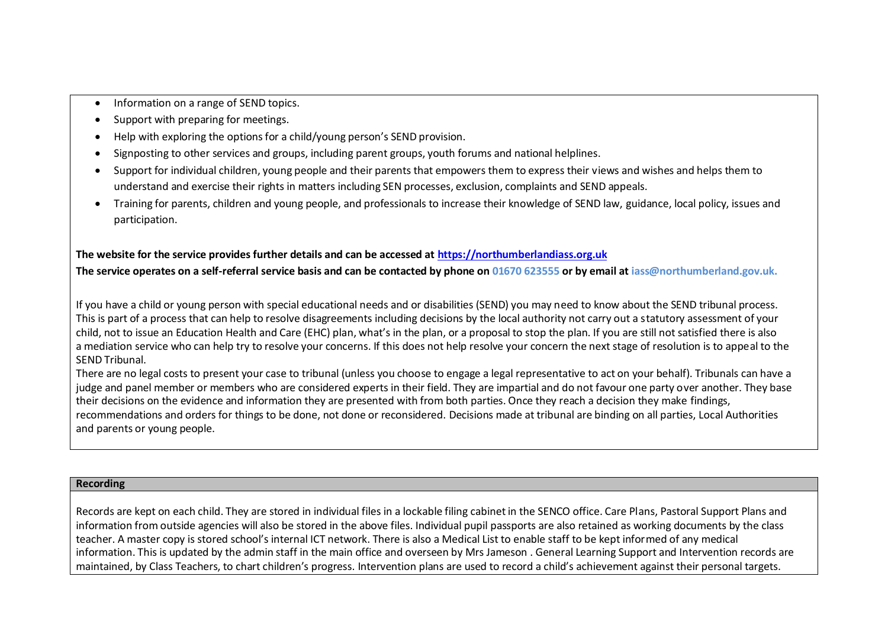- Information on a range of SEND topics.
- Support with preparing for meetings.
- Help with exploring the options for a child/young person's SEND provision.
- Signposting to other services and groups, including parent groups, youth forums and national helplines.
- Support for individual children, young people and their parents that empowers them to express their views and wishes and helps them to understand and exercise their rights in matters including SEN processes, exclusion, complaints and SEND appeals.
- Training for parents, children and young people, and professionals to increase their knowledge of SEND law, guidance, local policy, issues and participation.

**The website for the service provides further details and can be accessed at [https://northumberlandiass.org.uk](https://northumberlandiass.org.uk)**

**The service operates on a self-referral service basis and can be contacted by phone on 01670 623555 or by email at iass@northumberland.gov.uk.**

If you have a child or young person with special educational needs and or disabilities (SEND) you may need to know about the SEND tribunal process. This is part of a process that can help to resolve disagreements including decisions by the local authority not carry out a statutory assessment of your child, not to issue an Education Health and Care (EHC) plan, what's in the plan, or a proposal to stop the plan. If you are still not satisfied there is also a mediation service who can help try to resolve your concerns. If this does not help resolve your concern the next stage of resolution is to appeal to the SEND Tribunal.
There are no legal costs to present your case to tribunal (unless you choose to engage a legal representative to act on your behalf). Tribunals can have a judge and panel member or members who are considered experts in their field. They are impartial and do not favour one party over another. They base their decisions on the evidence and information they are presented with from both parties. Once they reach a decision they make findings, recommendations and orders for things to be done, not done or reconsidered. Decisions made at tribunal are binding on all parties, Local Authorities and parents or young people.

**Recording**

Records are kept on each child. They are stored in individual files in a lockable filing cabinet in the SENCO office. Care Plans, Pastoral Support Plans and information from outside agencies will also be stored in the above files. Individual pupil passports are also retained as working documents by the class teacher. A master copy is stored school's internal ICT network. There is also a Medical List to enable staff to be kept informed of any medical information. This is updated by the admin staff in the main office and overseen by Mrs Jameson . General Learning Support and Intervention records are maintained, by Class Teachers, to chart children's progress. Intervention plans are used to record a child's achievement against their personal targets.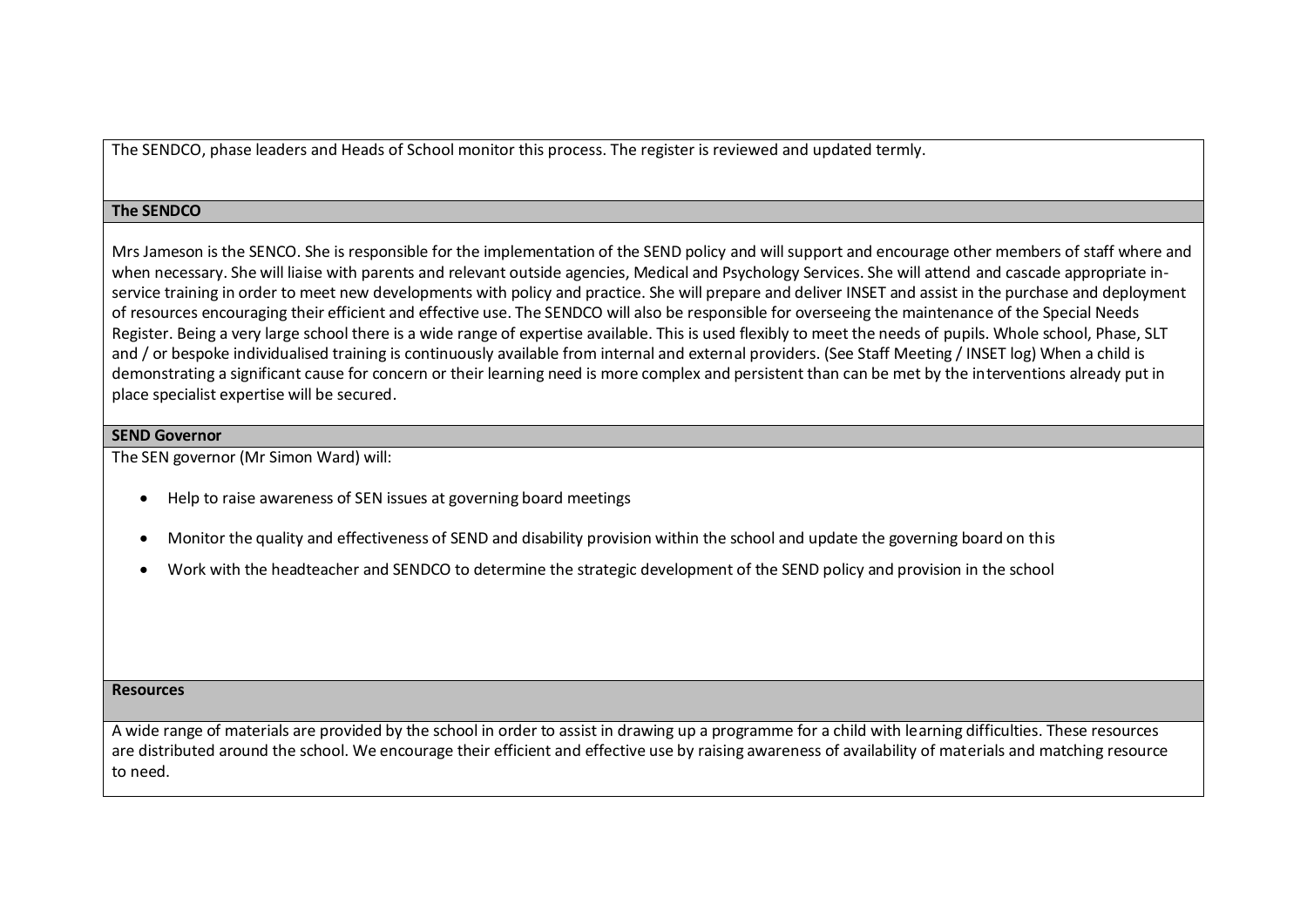The SENDCO, phase leaders and Heads of School monitor this process. The register is reviewed and updated termly.

**The SENDCO**

Mrs Jameson is the SENCO. She is responsible for the implementation of the SEND policy and will support and encourage other members of staff where and when necessary. She will liaise with parents and relevant outside agencies, Medical and Psychology Services. She will attend and cascade appropriate in-service training in order to meet new developments with policy and practice. She will prepare and deliver INSET and assist in the purchase and deployment of resources encouraging their efficient and effective use. The SENDCO will also be responsible for overseeing the maintenance of the Special Needs Register. Being a very large school there is a wide range of expertise available. This is used flexibly to meet the needs of pupils. Whole school, Phase, SLT and / or bespoke individualised training is continuously available from internal and external providers. (See Staff Meeting / INSET log) When a child is demonstrating a significant cause for concern or their learning need is more complex and persistent than can be met by the interventions already put in place specialist expertise will be secured.

**SEND Governor**

The SEN governor (Mr Simon Ward) will:

- Help to raise awareness of SEN issues at governing board meetings
- Monitor the quality and effectiveness of SEND and disability provision within the school and update the governing board on this
- Work with the headteacher and SENDCO to determine the strategic development of the SEND policy and provision in the school

**Resources**

A wide range of materials are provided by the school in order to assist in drawing up a programme for a child with learning difficulties. These resources are distributed around the school. We encourage their efficient and effective use by raising awareness of availability of materials and matching resource to need.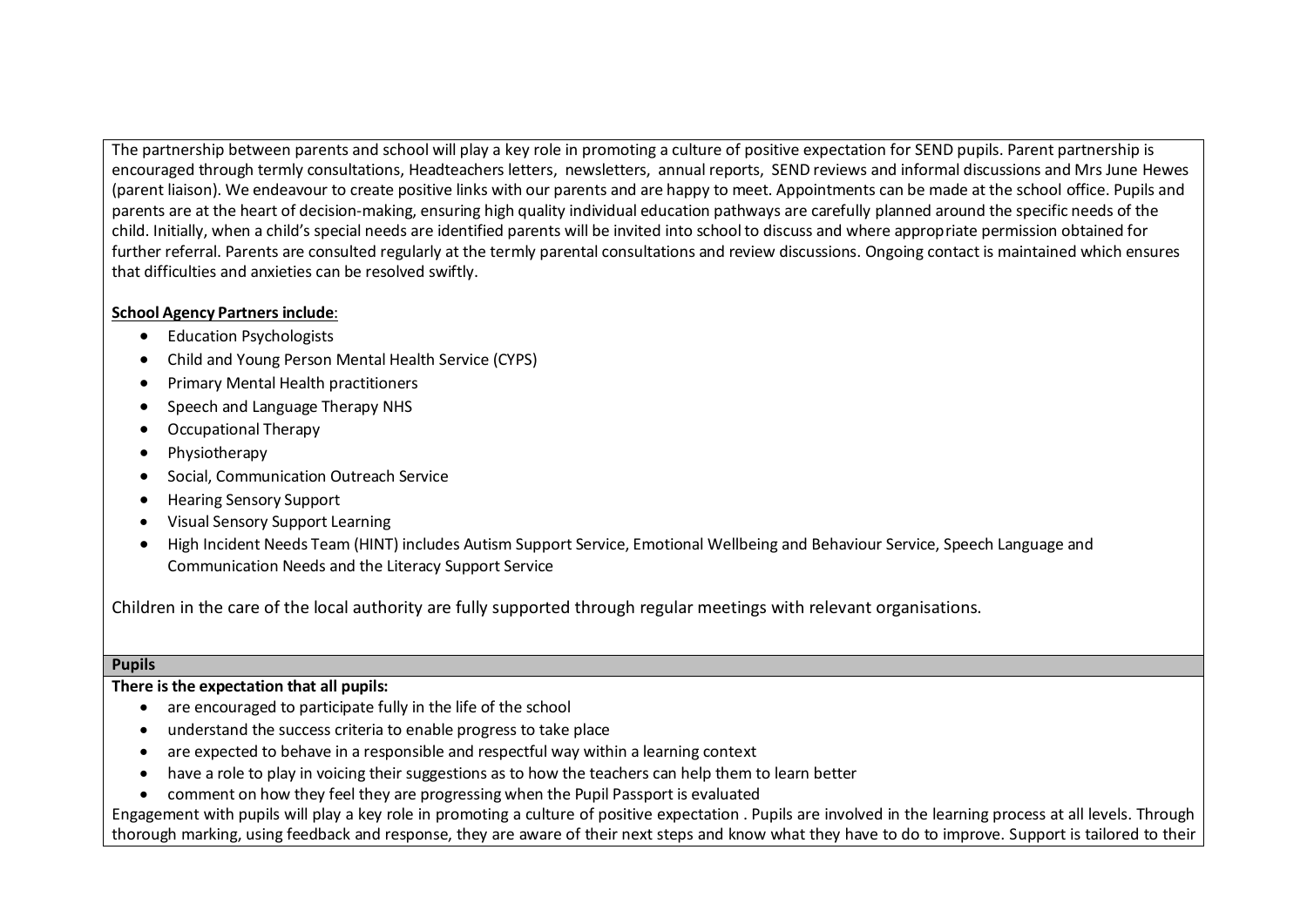The partnership between parents and school will play a key role in promoting a culture of positive expectation for SEND pupils. Parent partnership is encouraged through termly consultations, Headteachers letters, newsletters, annual reports, SEND reviews and informal discussions and Mrs June Hewes (parent liaison). We endeavour to create positive links with our parents and are happy to meet. Appointments can be made at the school office. Pupils and parents are at the heart of decision-making, ensuring high quality individual education pathways are carefully planned around the specific needs of the child. Initially, when a child's special needs are identified parents will be invited into school to discuss and where appropriate permission obtained for further referral. Parents are consulted regularly at the termly parental consultations and review discussions. Ongoing contact is maintained which ensures that difficulties and anxieties can be resolved swiftly.

**School Agency Partners include**:

- Education Psychologists
- Child and Young Person Mental Health Service (CYPS)
- Primary Mental Health practitioners
- Speech and Language Therapy NHS
- Occupational Therapy
- Physiotherapy
- Social, Communication Outreach Service
- Hearing Sensory Support
- Visual Sensory Support Learning
- High Incident Needs Team (HINT) includes Autism Support Service, Emotional Wellbeing and Behaviour Service, Speech Language and Communication Needs and the Literacy Support Service

Children in the care of the local authority are fully supported through regular meetings with relevant organisations.

**Pupils**

**There is the expectation that all pupils:**

- are encouraged to participate fully in the life of the school
- understand the success criteria to enable progress to take place
- are expected to behave in a responsible and respectful way within a learning context
- have a role to play in voicing their suggestions as to how the teachers can help them to learn better
- comment on how they feel they are progressing when the Pupil Passport is evaluated

Engagement with pupils will play a key role in promoting a culture of positive expectation . Pupils are involved in the learning process at all levels. Through thorough marking, using feedback and response, they are aware of their next steps and know what they have to do to improve. Support is tailored to their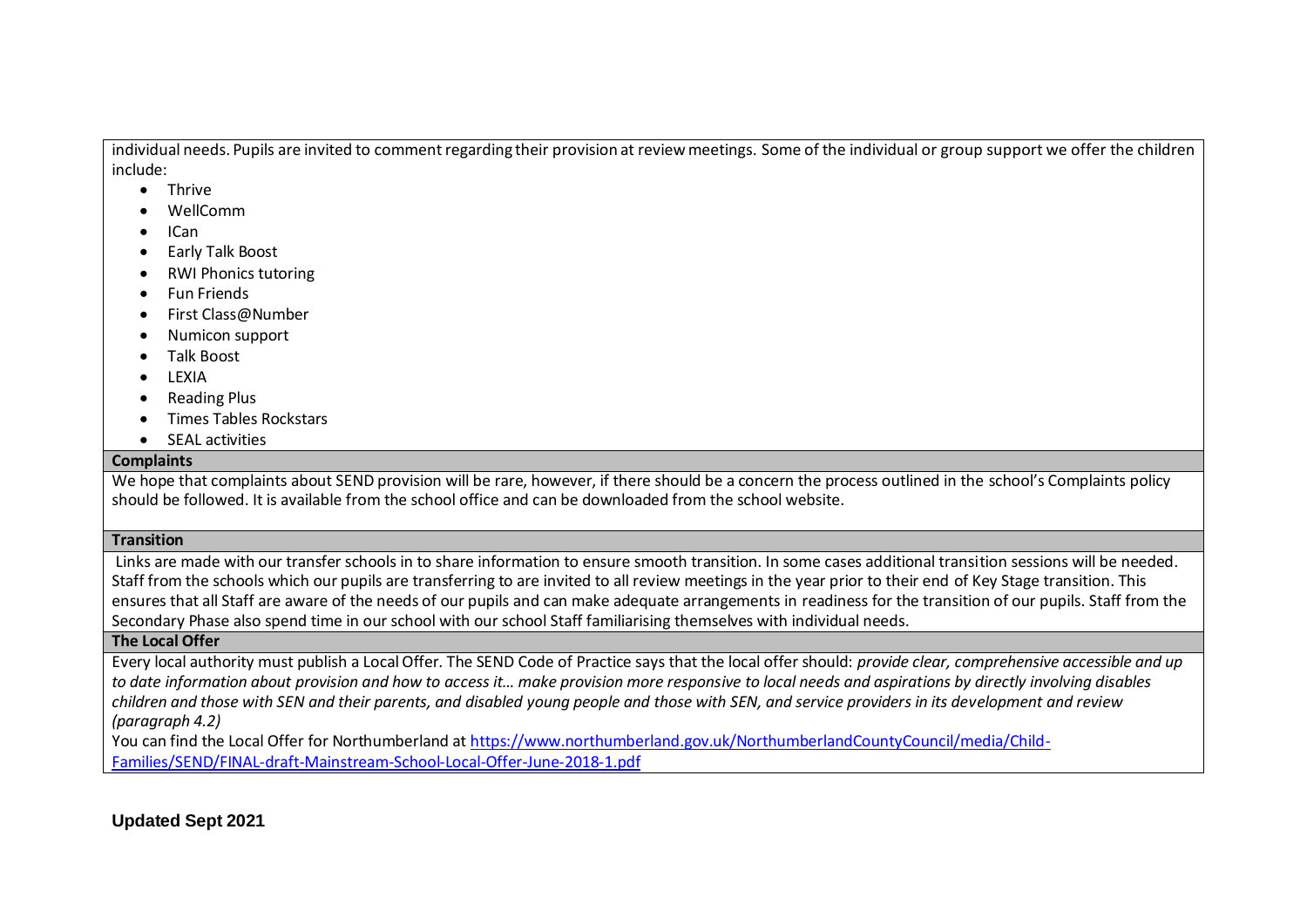individual needs. Pupils are invited to comment regarding their provision at review meetings. Some of the individual or group support we offer the children include:

- Thrive
- WellComm
- ICan
- Early Talk Boost
- RWI Phonics tutoring
- Fun Friends
- First Class@Number
- Numicon support
- Talk Boost
- LEXIA
- Reading Plus
- Times Tables Rockstars
- SEAL activities

**Complaints**

We hope that complaints about SEND provision will be rare, however, if there should be a concern the process outlined in the school's Complaints policy should be followed. It is available from the school office and can be downloaded from the school website.

**Transition**

Links are made with our transfer schools in to share information to ensure smooth transition. In some cases additional transition sessions will be needed. Staff from the schools which our pupils are transferring to are invited to all review meetings in the year prior to their end of Key Stage transition. This ensures that all Staff are aware of the needs of our pupils and can make adequate arrangements in readiness for the transition of our pupils. Staff from the Secondary Phase also spend time in our school with our school Staff familiarising themselves with individual needs.

**The Local Offer**

Every local authority must publish a Local Offer. The SEND Code of Practice says that the local offer should: *provide clear, comprehensive accessible and up to date information about provision and how to access it… make provision more responsive to local needs and aspirations by directly involving disables children and those with SEN and their parents, and disabled young people and those with SEN, and service providers in its development and review (paragraph 4.2)*

You can find the Local Offer for Northumberland at https://www.northumberland.gov.uk/NorthumberlandCountyCouncil/media/Child-Families/SEND/FINAL-draft-Mainstream-School-Local-Offer-June-2018-1.pdf

**Updated Sept 2021**